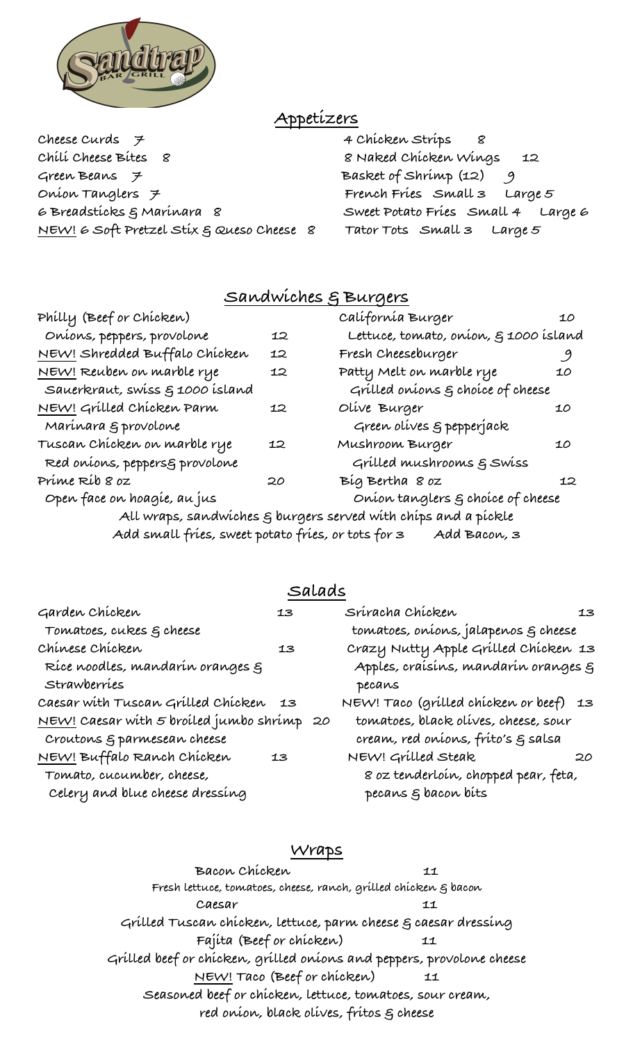# Sandtrap Bar & Grill

## Appetizers

Cheese Curds 7
Chili Cheese Bites 8
Green Beans 7
Onion Tanglers 7
6 Breadsticks & Marinara 8
NEW! 6 Soft Pretzel Stix & Queso Cheese 8

4 Chicken Strips 8
8 Naked Chicken Wings 12
Basket of Shrimp (12) 9
French Fries Small 3 Large 5
Sweet Potato Fries Small 4 Large 6
Tator Tots Small 3 Large 5

## Sandwiches & Burgers

Philly (Beef or Chicken) 12
Onions, peppers, provolone

NEW! Shredded Buffalo Chicken 12

NEW! Reuben on marble rye 12
Sauerkraut, swiss & 1000 island

NEW! Grilled Chicken Parm 12
Marinara & provolone

Tuscan Chicken on marble rye 12
Red onions, peppers& provolone

Prime Rib 8 oz 20
Open face on hoagie, au jus

California Burger 10
Lettuce, tomato, onion, & 1000 island

Fresh Cheeseburger 9

Patty Melt on marble rye 10
Grilled onions & choice of cheese

Olive Burger 10
Green olives & pepperjack

Mushroom Burger 10
Grilled mushrooms & Swiss

Big Bertha 8 oz 12
Onion tanglers & choice of cheese

All wraps, sandwiches & burgers served with chips and a pickle
Add small fries, sweet potato fries, or tots for 3 Add Bacon, 3

## Salads

Garden Chicken 13
Tomatoes, cukes & cheese

Chinese Chicken 13
Rice noodles, mandarin oranges & Strawberries

Caesar with Tuscan Grilled Chicken 13

NEW! Caesar with 5 broiled jumbo shrimp 20
Croutons & parmesean cheese

NEW! Buffalo Ranch Chicken 13
Tomato, cucumber, cheese, Celery and blue cheese dressing

Sriracha Chicken 13
tomatoes, onions, jalapenos & cheese

Crazy Nutty Apple Grilled Chicken 13
Apples, craisins, mandarin oranges & pecans

NEW! Taco (grilled chicken or beef) 13
tomatoes, black olives, cheese, sour cream, red onions, frito's & salsa

NEW! Grilled Steak 20
8 oz tenderloin, chopped pear, feta, pecans & bacon bits

## Wraps

Bacon Chicken 11
Fresh lettuce, tomatoes, cheese, ranch, grilled chicken & bacon

Caesar 11
Grilled Tuscan chicken, lettuce, parm cheese & caesar dressing

Fajita (Beef or chicken) 11
Grilled beef or chicken, grilled onions and peppers, provolone cheese

NEW! Taco (Beef or chicken) 11
Seasoned beef or chicken, lettuce, tomatoes, sour cream, red onion, black olives, fritos & cheese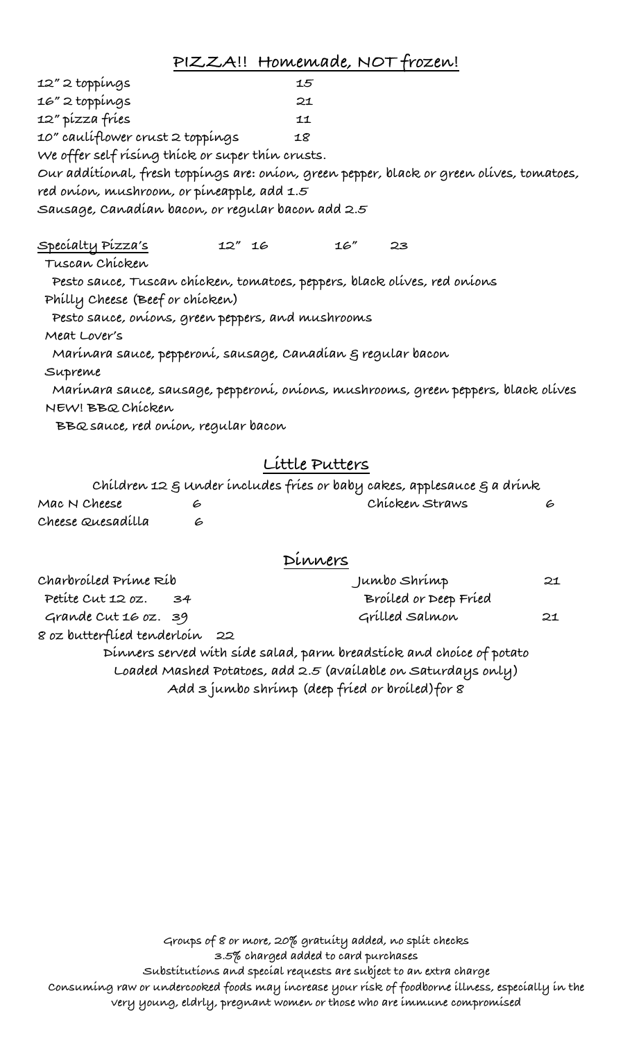## PIZZA!! Homemade, NOT frozen!

| | |
|---|---|
| 12" 2 toppings | 15 |
| 16" 2 toppings | 21 |
| 12" pizza fries | 11 |
| 10" cauliflower crust 2 toppings | 18 |

We offer self rising thick or super thin crusts.

Our additional, fresh toppings are: onion, green pepper, black or green olives, tomatoes, red onion, mushroom, or pineapple, add 1.5

Sausage, Canadian bacon, or regular bacon add 2.5

### Specialty Pizza's    12" 16    16" 23

**Tuscan Chicken**
Pesto sauce, Tuscan chicken, tomatoes, peppers, black olives, red onions

**Philly Cheese (Beef or chicken)**
Pesto sauce, onions, green peppers, and mushrooms

**Meat Lover's**
Marinara sauce, pepperoni, sausage, Canadian & regular bacon

**Supreme**
Marinara sauce, sausage, pepperoni, onions, mushrooms, green peppers, black olives

**NEW! BBQ Chicken**
BBQ sauce, red onion, regular bacon

## Little Putters

Children 12 & Under includes fries or baby cakes, applesauce & a drink

| | |
|---|---|
| Mac N Cheese | 6 |
| Cheese Quesadilla | 6 |
| Chicken Straws | 6 |

## Dinners

Charbroiled Prime Rib
- Petite Cut 12 oz. 34
- Grande Cut 16 oz. 39

8 oz butterflied tenderloin 22

Jumbo Shrimp 21
- Broiled or Deep Fried

Grilled Salmon 21

Dinners served with side salad, parm breadstick and choice of potato

Loaded Mashed Potatoes, add 2.5 (available on Saturdays only)

Add 3 jumbo shrimp (deep fried or broiled) for 8

Groups of 8 or more, 20% gratuity added, no split checks

3.5% charged added to card purchases

Substitutions and special requests are subject to an extra charge

Consuming raw or undercooked foods may increase your risk of foodborne illness, especially in the very young, eldrly, pregnant women or those who are immune compromised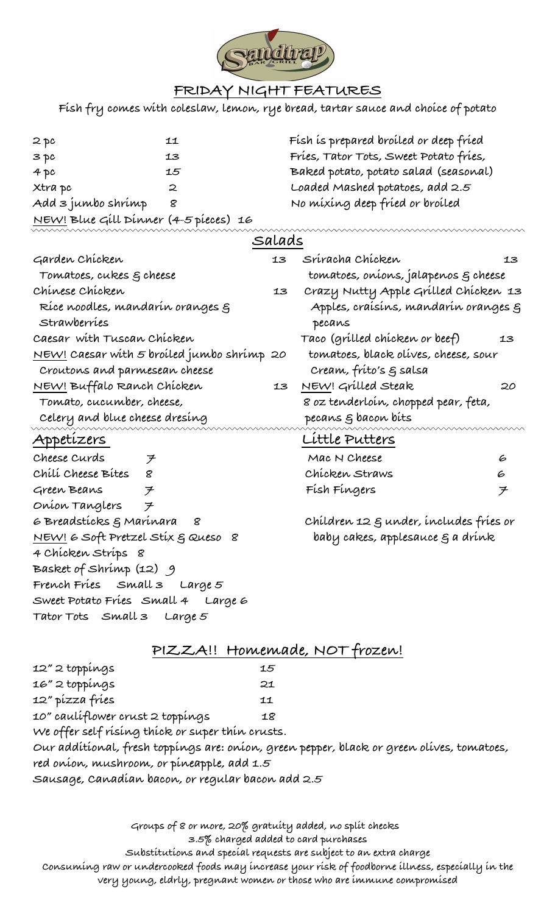Sandtrap Bar & Grill

# FRIDAY NIGHT FEATURES

Fish fry comes with coleslaw, lemon, rye bread, tartar sauce and choice of potato

| | |
|---|---|
| 2 pc | 11 |
| 3 pc | 13 |
| 4 pc | 15 |
| Xtra pc | 2 |
| Add 3 jumbo shrimp | 8 |
| NEW! Blue Gill Dinner (4-5 pieces) | 16 |

Fish is prepared broiled or deep fried
Fries, Tator Tots, Sweet Potato fries,
Baked potato, potato salad (seasonal)
Loaded Mashed potatoes, add 2.5
No mixing deep fried or broiled

## Salads

Garden Chicken 13
Tomatoes, cukes & cheese

Chinese Chicken 13
Rice noodles, mandarin oranges & Strawberries

Caesar with Tuscan Chicken

NEW! Caesar with 5 broiled jumbo shrimp 20
Croutons and parmesean cheese

NEW! Buffalo Ranch Chicken 13
Tomato, cucumber, cheese, Celery and blue cheese dresing

Sriracha Chicken 13
tomatoes, onions, jalapenos & cheese

Crazy Nutty Apple Grilled Chicken 13
Apples, craisins, mandarin oranges & pecans

Taco (grilled chicken or beef) 13
tomatoes, black olives, cheese, sour Cream, frito's & salsa

NEW! Grilled Steak 20
8 oz tenderloin, chopped pear, feta, pecans & bacon bits

## Appetizers

Cheese Curds 7
Chili Cheese Bites 8
Green Beans 7
Onion Tanglers 7
6 Breadsticks & Marinara 8
NEW! 6 Soft Pretzel Stix & Queso 8
4 Chicken Strips 8
Basket of Shrimp (12) 9
French Fries Small 3 Large 5
Sweet Potato Fries Small 4 Large 6
Tator Tots Small 3 Large 5

## Little Putters

Mac N Cheese 6
Chicken Straws 6
Fish Fingers 7

Children 12 & under, includes fries or baby cakes, applesauce & a drink

## PIZZA!! Homemade, NOT frozen!

| | |
|---|---|
| 12" 2 toppings | 15 |
| 16" 2 toppings | 21 |
| 12" pizza fries | 11 |
| 10" cauliflower crust 2 toppings | 18 |

We offer self rising thick or super thin crusts.
Our additional, fresh toppings are: onion, green pepper, black or green olives, tomatoes, red onion, mushroom, or pineapple, add 1.5
Sausage, Canadian bacon, or regular bacon add 2.5

Groups of 8 or more, 20% gratuity added, no split checks
3.5% charged added to card purchases
Substitutions and special requests are subject to an extra charge
Consuming raw or undercooked foods may increase your risk of foodborne illness, especially in the very young, eldrly, pregnant women or those who are immune compromised